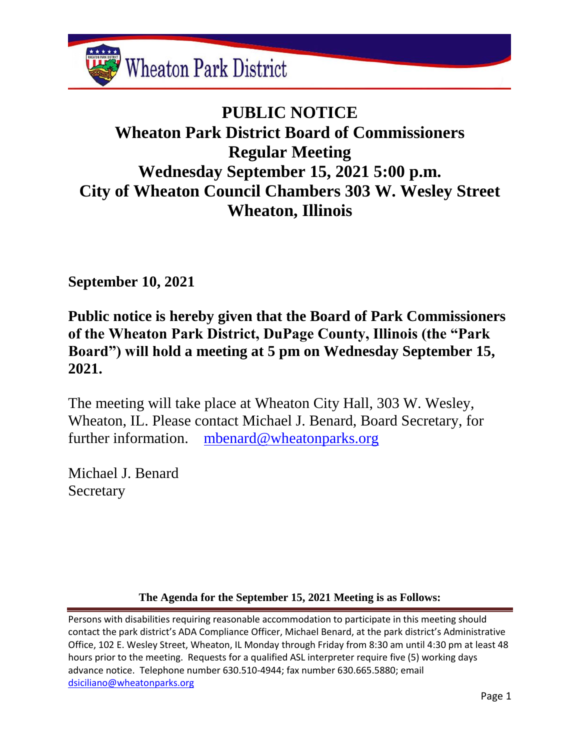Wheaton Park District

# PUBLIC NOTICE
# Wheaton Park District Board of Commissioners
# Regular Meeting
# Wednesday September 15, 2021 5:00 p.m.
# City of Wheaton Council Chambers 303 W. Wesley Street
# Wheaton, Illinois

**September 10, 2021**

**Public notice is hereby given that the Board of Park Commissioners of the Wheaton Park District, DuPage County, Illinois (the "Park Board") will hold a meeting at 5 pm on Wednesday September 15, 2021.**

The meeting will take place at Wheaton City Hall, 303 W. Wesley, Wheaton, IL. Please contact Michael J. Benard, Board Secretary, for further information. mbenard@wheatonparks.org

Michael J. Benard
Secretary

**The Agenda for the September 15, 2021 Meeting is as Follows:**

Persons with disabilities requiring reasonable accommodation to participate in this meeting should contact the park district's ADA Compliance Officer, Michael Benard, at the park district's Administrative Office, 102 E. Wesley Street, Wheaton, IL Monday through Friday from 8:30 am until 4:30 pm at least 48 hours prior to the meeting. Requests for a qualified ASL interpreter require five (5) working days advance notice. Telephone number 630.510-4944; fax number 630.665.5880; email dsiciliano@wheatonparks.org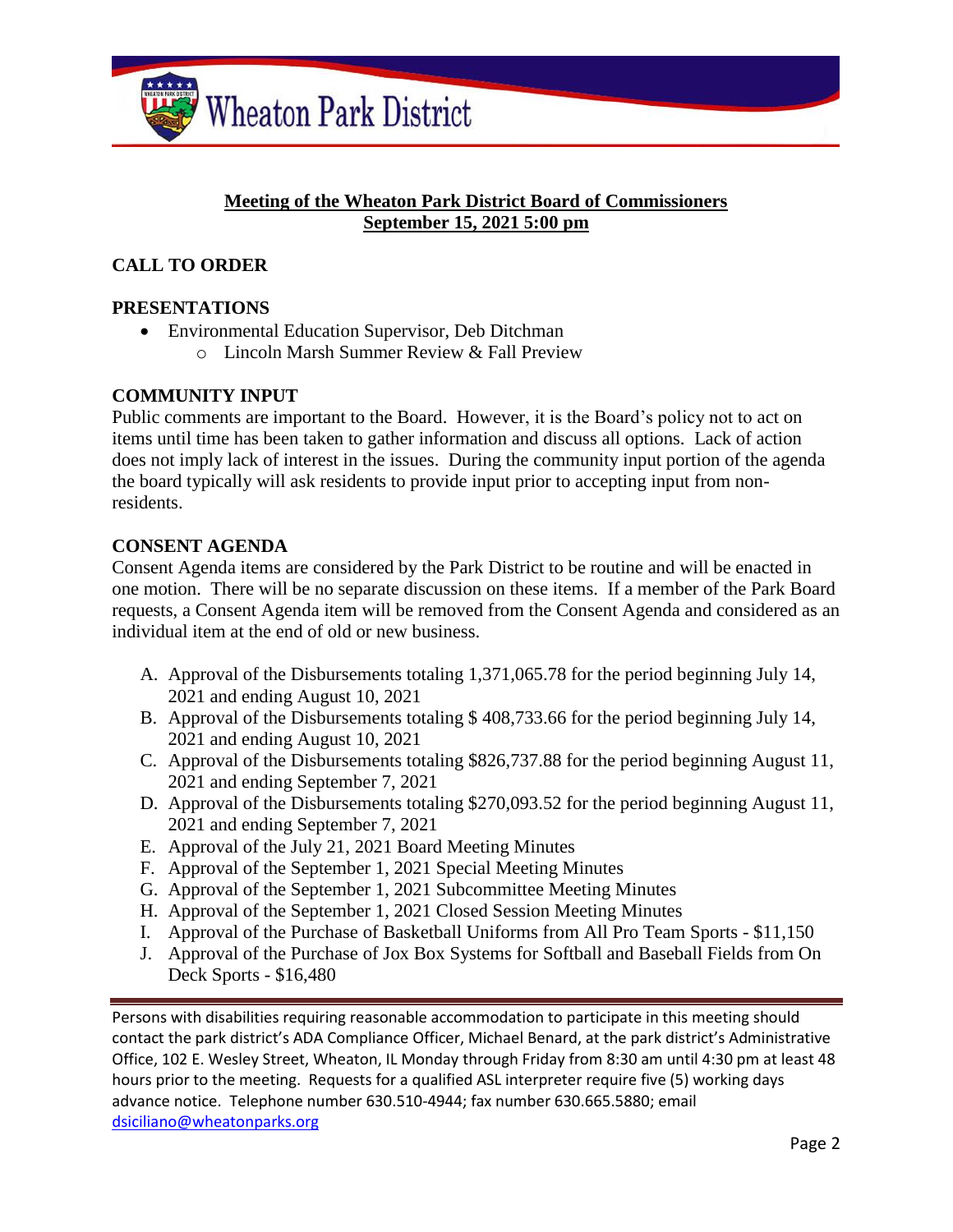**Meeting of the Wheaton Park District Board of Commissioners**
**September 15, 2021 5:00 pm**

## CALL TO ORDER

## PRESENTATIONS

- Environmental Education Supervisor, Deb Ditchman
  - Lincoln Marsh Summer Review & Fall Preview

## COMMUNITY INPUT

Public comments are important to the Board. However, it is the Board's policy not to act on items until time has been taken to gather information and discuss all options. Lack of action does not imply lack of interest in the issues. During the community input portion of the agenda the board typically will ask residents to provide input prior to accepting input from non-residents.

## CONSENT AGENDA

Consent Agenda items are considered by the Park District to be routine and will be enacted in one motion. There will be no separate discussion on these items. If a member of the Park Board requests, a Consent Agenda item will be removed from the Consent Agenda and considered as an individual item at the end of old or new business.

A. Approval of the Disbursements totaling 1,371,065.78 for the period beginning July 14, 2021 and ending August 10, 2021
B. Approval of the Disbursements totaling $ 408,733.66 for the period beginning July 14, 2021 and ending August 10, 2021
C. Approval of the Disbursements totaling $826,737.88 for the period beginning August 11, 2021 and ending September 7, 2021
D. Approval of the Disbursements totaling $270,093.52 for the period beginning August 11, 2021 and ending September 7, 2021
E. Approval of the July 21, 2021 Board Meeting Minutes
F. Approval of the September 1, 2021 Special Meeting Minutes
G. Approval of the September 1, 2021 Subcommittee Meeting Minutes
H. Approval of the September 1, 2021 Closed Session Meeting Minutes
I. Approval of the Purchase of Basketball Uniforms from All Pro Team Sports - $11,150
J. Approval of the Purchase of Jox Box Systems for Softball and Baseball Fields from On Deck Sports - $16,480

Persons with disabilities requiring reasonable accommodation to participate in this meeting should contact the park district's ADA Compliance Officer, Michael Benard, at the park district's Administrative Office, 102 E. Wesley Street, Wheaton, IL Monday through Friday from 8:30 am until 4:30 pm at least 48 hours prior to the meeting. Requests for a qualified ASL interpreter require five (5) working days advance notice. Telephone number 630.510-4944; fax number 630.665.5880; email dsiciliano@wheatonparks.org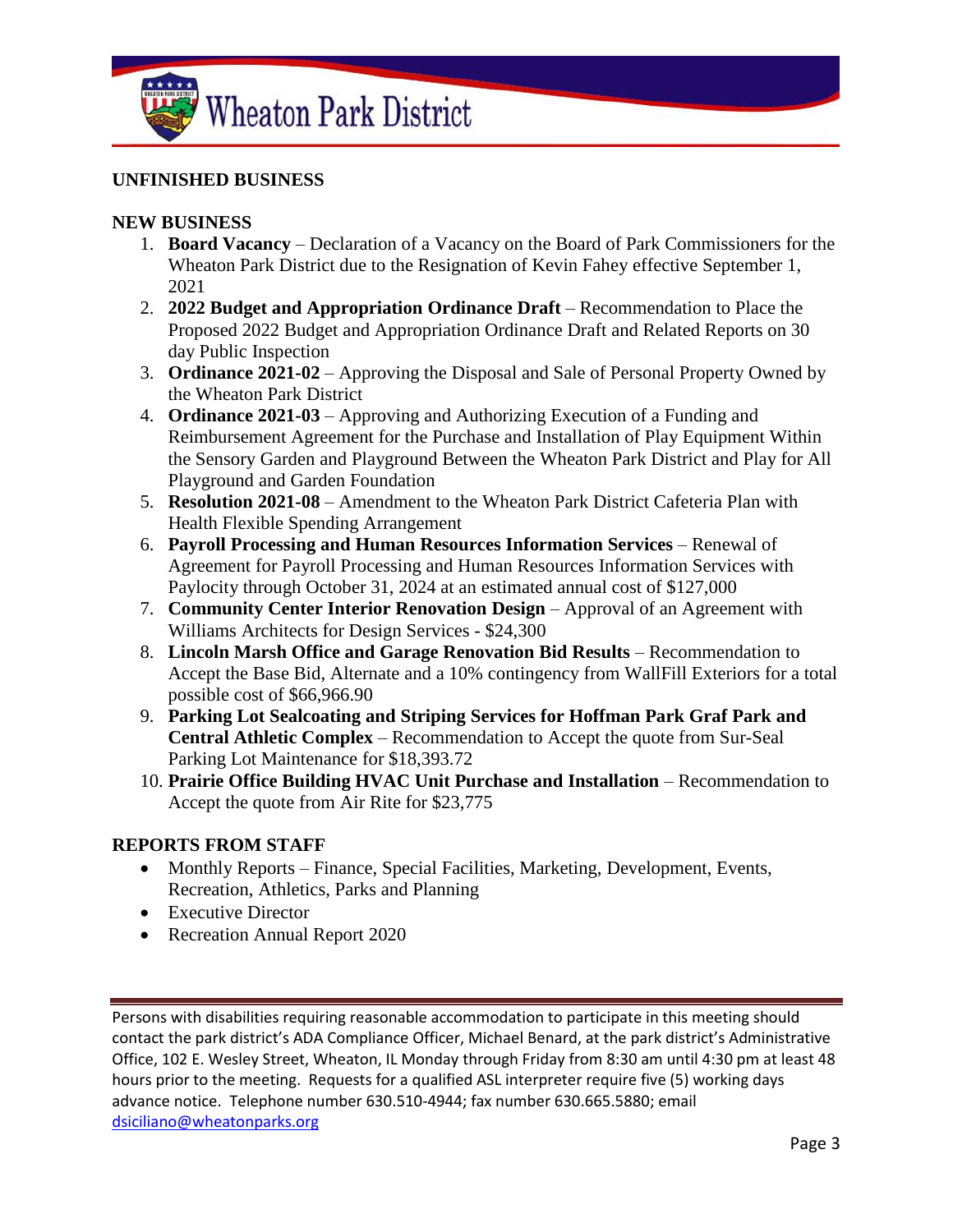## UNFINISHED BUSINESS

## NEW BUSINESS

1. **Board Vacancy** – Declaration of a Vacancy on the Board of Park Commissioners for the Wheaton Park District due to the Resignation of Kevin Fahey effective September 1, 2021
2. **2022 Budget and Appropriation Ordinance Draft** – Recommendation to Place the Proposed 2022 Budget and Appropriation Ordinance Draft and Related Reports on 30 day Public Inspection
3. **Ordinance 2021-02** – Approving the Disposal and Sale of Personal Property Owned by the Wheaton Park District
4. **Ordinance 2021-03** – Approving and Authorizing Execution of a Funding and Reimbursement Agreement for the Purchase and Installation of Play Equipment Within the Sensory Garden and Playground Between the Wheaton Park District and Play for All Playground and Garden Foundation
5. **Resolution 2021-08** – Amendment to the Wheaton Park District Cafeteria Plan with Health Flexible Spending Arrangement
6. **Payroll Processing and Human Resources Information Services** – Renewal of Agreement for Payroll Processing and Human Resources Information Services with Paylocity through October 31, 2024 at an estimated annual cost of $127,000
7. **Community Center Interior Renovation Design** – Approval of an Agreement with Williams Architects for Design Services - $24,300
8. **Lincoln Marsh Office and Garage Renovation Bid Results** – Recommendation to Accept the Base Bid, Alternate and a 10% contingency from WallFill Exteriors for a total possible cost of $66,966.90
9. **Parking Lot Sealcoating and Striping Services for Hoffman Park Graf Park and Central Athletic Complex** – Recommendation to Accept the quote from Sur-Seal Parking Lot Maintenance for $18,393.72
10. **Prairie Office Building HVAC Unit Purchase and Installation** – Recommendation to Accept the quote from Air Rite for $23,775

## REPORTS FROM STAFF

- Monthly Reports – Finance, Special Facilities, Marketing, Development, Events, Recreation, Athletics, Parks and Planning
- Executive Director
- Recreation Annual Report 2020

---

Persons with disabilities requiring reasonable accommodation to participate in this meeting should contact the park district's ADA Compliance Officer, Michael Benard, at the park district's Administrative Office, 102 E. Wesley Street, Wheaton, IL Monday through Friday from 8:30 am until 4:30 pm at least 48 hours prior to the meeting. Requests for a qualified ASL interpreter require five (5) working days advance notice. Telephone number 630.510-4944; fax number 630.665.5880; email dsiciliano@wheatonparks.org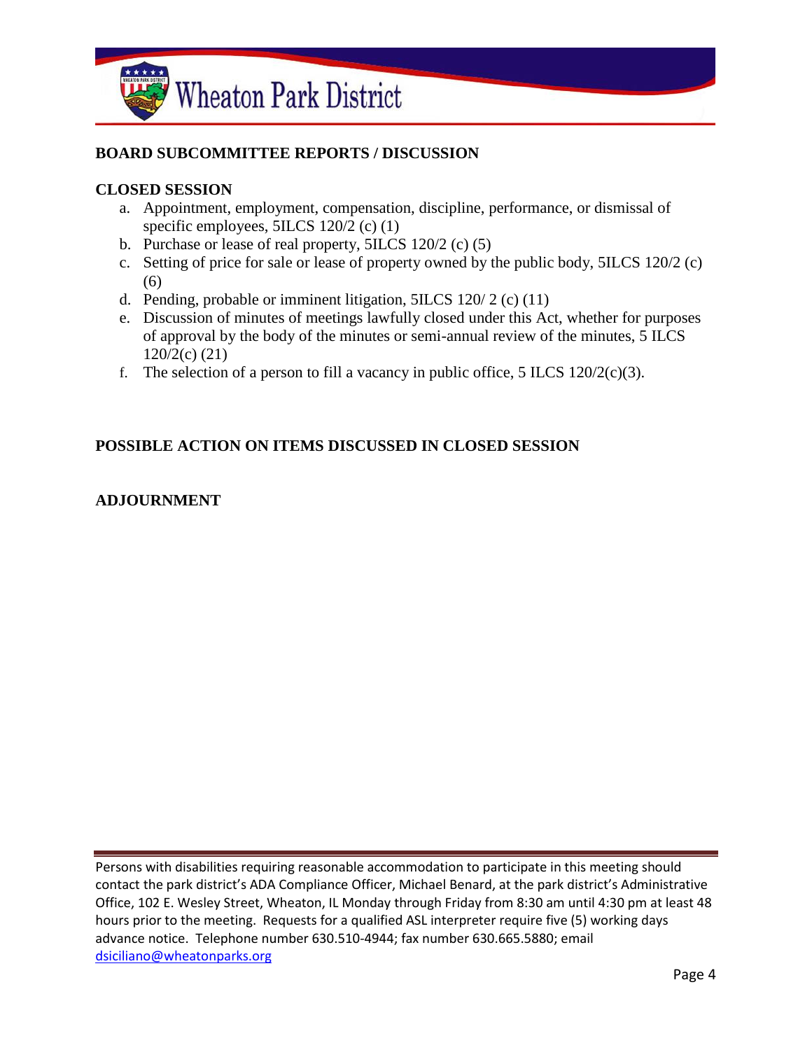**BOARD SUBCOMMITTEE REPORTS / DISCUSSION**

**CLOSED SESSION**

a. Appointment, employment, compensation, discipline, performance, or dismissal of specific employees, 5ILCS 120/2 (c) (1)
b. Purchase or lease of real property, 5ILCS 120/2 (c) (5)
c. Setting of price for sale or lease of property owned by the public body, 5ILCS 120/2 (c) (6)
d. Pending, probable or imminent litigation, 5ILCS 120/ 2 (c) (11)
e. Discussion of minutes of meetings lawfully closed under this Act, whether for purposes of approval by the body of the minutes or semi-annual review of the minutes, 5 ILCS 120/2(c) (21)
f. The selection of a person to fill a vacancy in public office, 5 ILCS 120/2(c)(3).

**POSSIBLE ACTION ON ITEMS DISCUSSED IN CLOSED SESSION**

**ADJOURNMENT**

Persons with disabilities requiring reasonable accommodation to participate in this meeting should contact the park district's ADA Compliance Officer, Michael Benard, at the park district's Administrative Office, 102 E. Wesley Street, Wheaton, IL Monday through Friday from 8:30 am until 4:30 pm at least 48 hours prior to the meeting. Requests for a qualified ASL interpreter require five (5) working days advance notice. Telephone number 630.510-4944; fax number 630.665.5880; email dsiciliano@wheatonparks.org